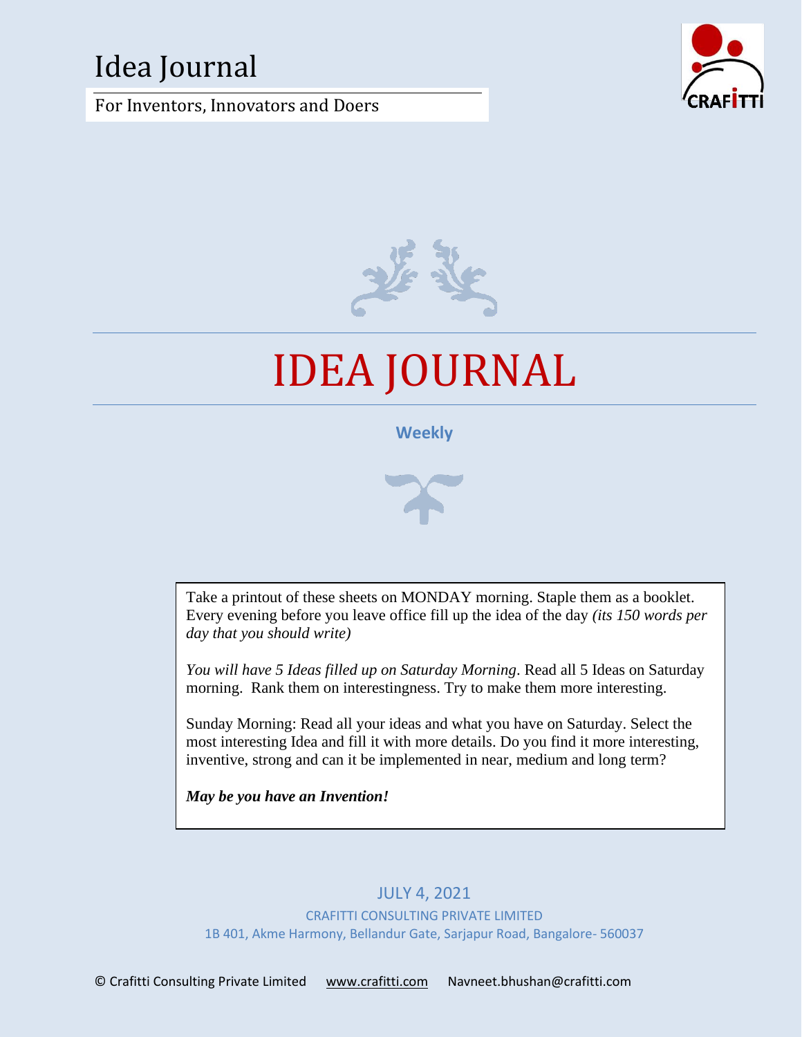Idea Journal

For Inventors, Innovators and Doers

# IDEA JOURNAL

**Weekly**

Take a printout of these sheets on MONDAY morning. Staple them as a booklet. Every evening before you leave office fill up the idea of the day *(its 150 words per day that you should write)*

*You will have 5 Ideas filled up on Saturday Morning*. Read all 5 Ideas on Saturday morning. Rank them on interestingness. Try to make them more interesting.

Sunday Morning: Read all your ideas and what you have on Saturday. Select the most interesting Idea and fill it with more details. Do you find it more interesting, inventive, strong and can it be implemented in near, medium and long term?

***May be you have an Invention!***

JULY 4, 2021

CRAFITTI CONSULTING PRIVATE LIMITED

1B 401, Akme Harmony, Bellandur Gate, Sarjapur Road, Bangalore- 560037

© Crafitti Consulting Private Limited www.crafitti.com Navneet.bhushan@crafitti.com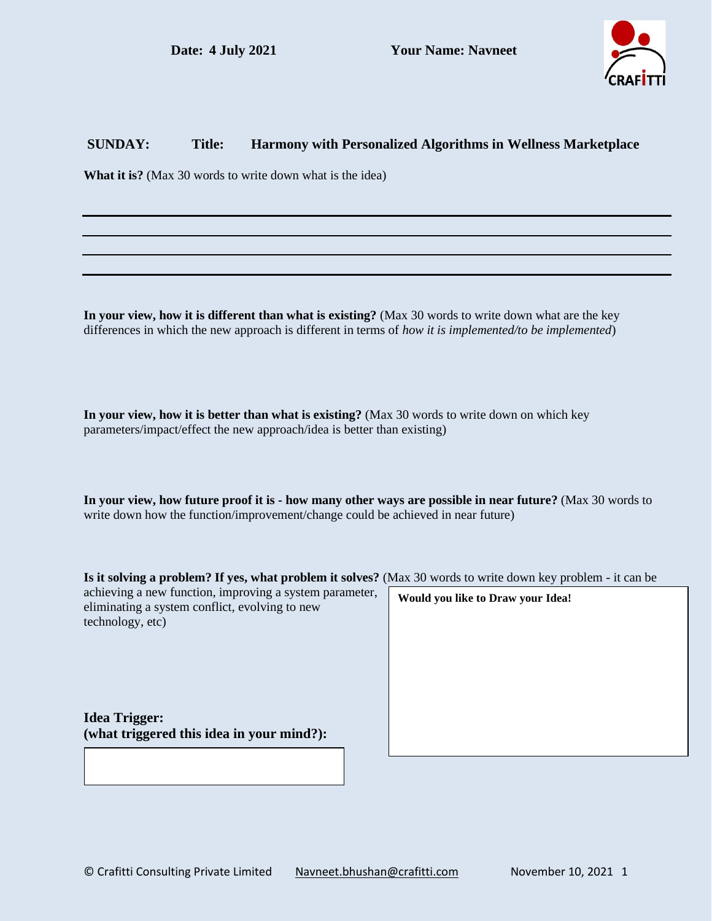**Date: 4 July 2021** **Your Name: Navneet**

**SUNDAY:** **Title:** **Harmony with Personalized Algorithms in Wellness Marketplace**

**What it is?** (Max 30 words to write down what is the idea)

**In your view, how it is different than what is existing?** (Max 30 words to write down what are the key differences in which the new approach is different in terms of *how it is implemented/to be implemented*)

**In your view, how it is better than what is existing?** (Max 30 words to write down on which key parameters/impact/effect the new approach/idea is better than existing)

**In your view, how future proof it is - how many other ways are possible in near future?** (Max 30 words to write down how the function/improvement/change could be achieved in near future)

**Is it solving a problem? If yes, what problem it solves?** (Max 30 words to write down key problem - it can be achieving a new function, improving a system parameter, eliminating a system conflict, evolving to new technology, etc)

**Would you like to Draw your Idea!**

**Idea Trigger:**
**(what triggered this idea in your mind?):**

© Crafitti Consulting Private Limited Navneet.bhushan@crafitti.com November 10, 2021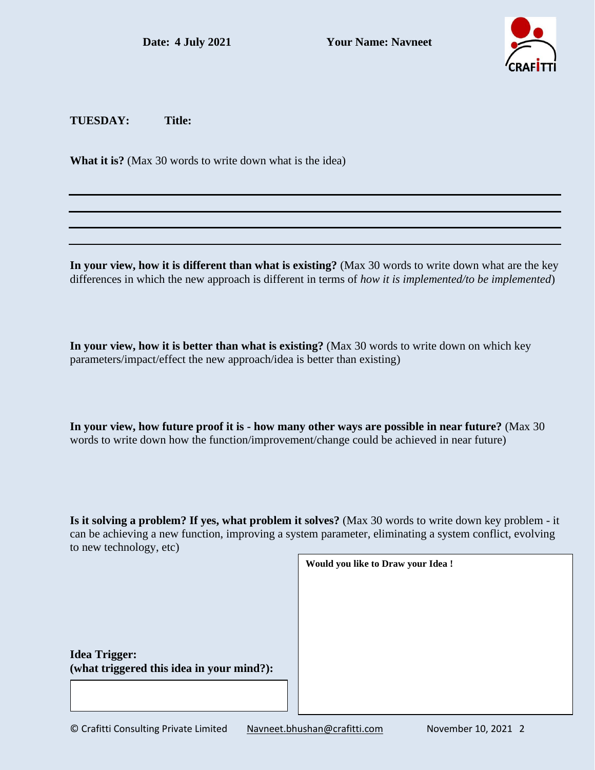**Date: 4 July 2021** **Your Name: Navneet**

**TUESDAY:** **Title:**

**What it is?** (Max 30 words to write down what is the idea)

---

---

---

---

**In your view, how it is different than what is existing?** (Max 30 words to write down what are the key differences in which the new approach is different in terms of *how it is implemented/to be implemented*)

**In your view, how it is better than what is existing?** (Max 30 words to write down on which key parameters/impact/effect the new approach/idea is better than existing)

**In your view, how future proof it is - how many other ways are possible in near future?** (Max 30 words to write down how the function/improvement/change could be achieved in near future)

**Is it solving a problem? If yes, what problem it solves?** (Max 30 words to write down key problem - it can be achieving a new function, improving a system parameter, eliminating a system conflict, evolving to new technology, etc)

**Would you like to Draw your Idea !**

**Idea Trigger:**
**(what triggered this idea in your mind?):**

© Crafitti Consulting Private Limited Navneet.bhushan@crafitti.com November 10, 2021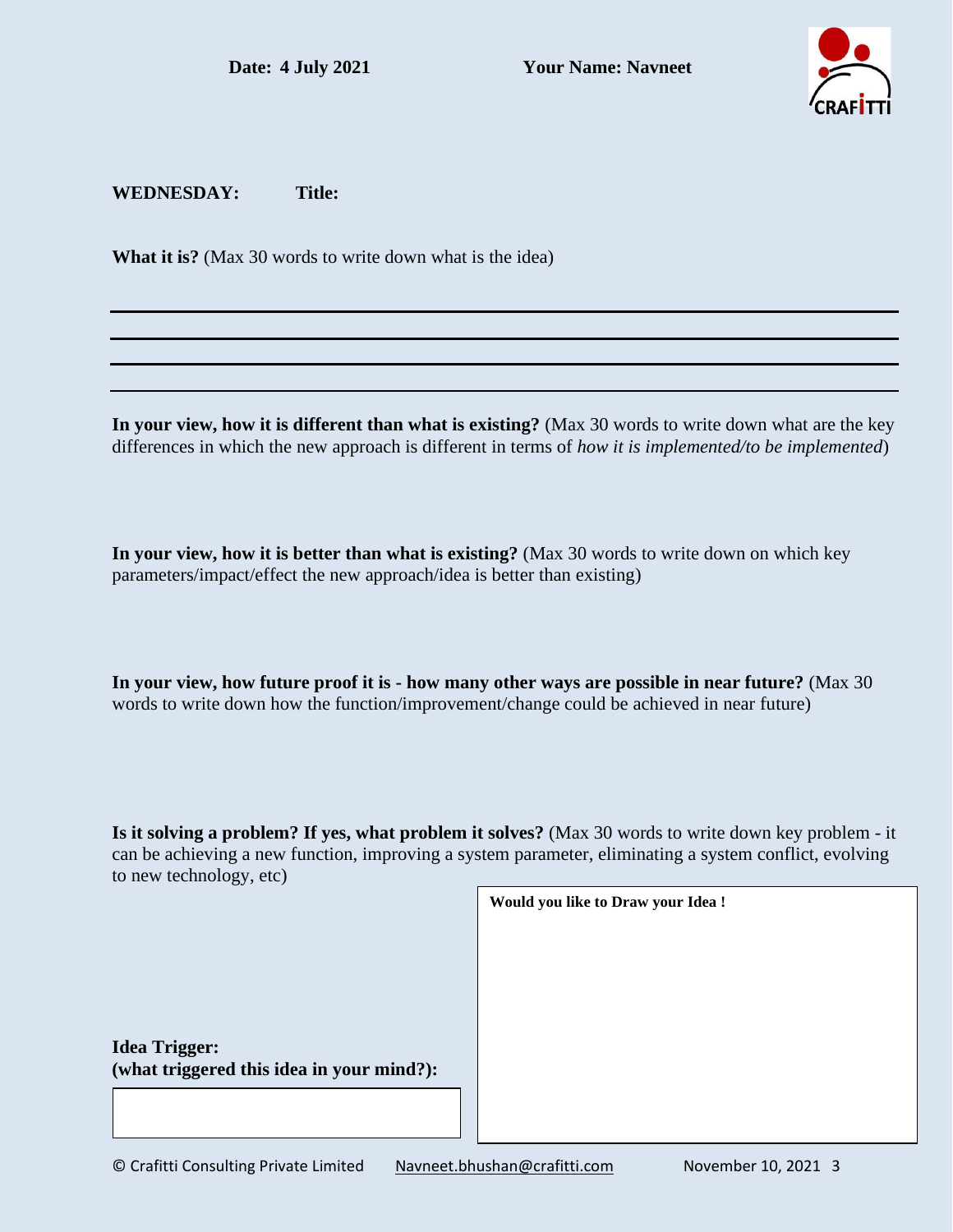**Date: 4 July 2021** **Your Name: Navneet**

**WEDNESDAY:** **Title:**

**What it is?** (Max 30 words to write down what is the idea)

---

---

---

---

**In your view, how it is different than what is existing?** (Max 30 words to write down what are the key differences in which the new approach is different in terms of *how it is implemented/to be implemented*)

**In your view, how it is better than what is existing?** (Max 30 words to write down on which key parameters/impact/effect the new approach/idea is better than existing)

**In your view, how future proof it is - how many other ways are possible in near future?** (Max 30 words to write down how the function/improvement/change could be achieved in near future)

**Is it solving a problem? If yes, what problem it solves?** (Max 30 words to write down key problem - it can be achieving a new function, improving a system parameter, eliminating a system conflict, evolving to new technology, etc)

**Would you like to Draw your Idea !**

**Idea Trigger:**
**(what triggered this idea in your mind?):**

© Crafitti Consulting Private Limited Navneet.bhushan@crafitti.com November 10, 2021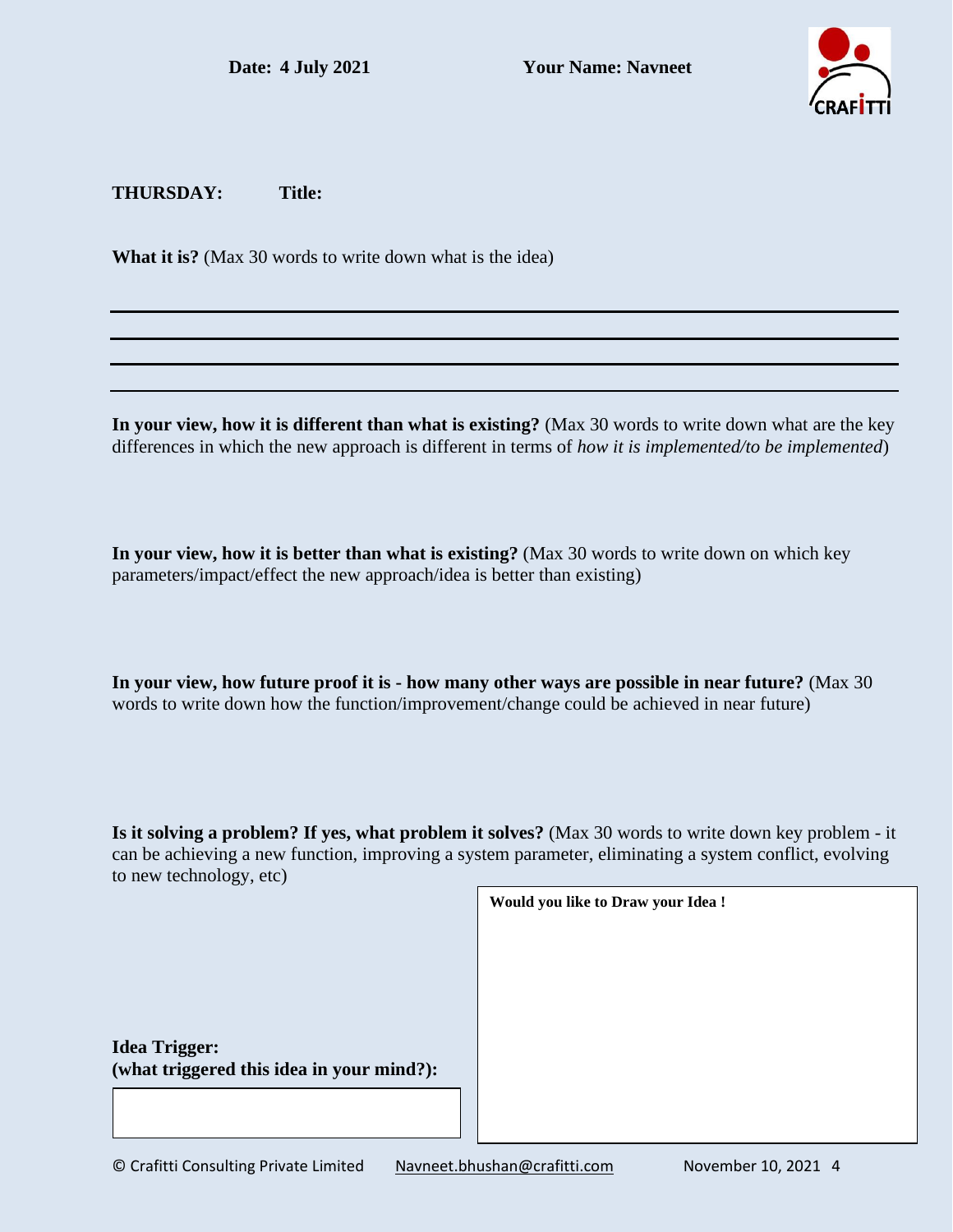**Date: 4 July 2021** **Your Name: Navneet**

**THURSDAY:** **Title:**

**What it is?** (Max 30 words to write down what is the idea)

**In your view, how it is different than what is existing?** (Max 30 words to write down what are the key differences in which the new approach is different in terms of *how it is implemented/to be implemented*)

**In your view, how it is better than what is existing?** (Max 30 words to write down on which key parameters/impact/effect the new approach/idea is better than existing)

**In your view, how future proof it is - how many other ways are possible in near future?** (Max 30 words to write down how the function/improvement/change could be achieved in near future)

**Is it solving a problem? If yes, what problem it solves?** (Max 30 words to write down key problem - it can be achieving a new function, improving a system parameter, eliminating a system conflict, evolving to new technology, etc)

**Would you like to Draw your Idea !**

**Idea Trigger:**
**(what triggered this idea in your mind?):**

© Crafitti Consulting Private Limited Navneet.bhushan@crafitti.com November 10, 2021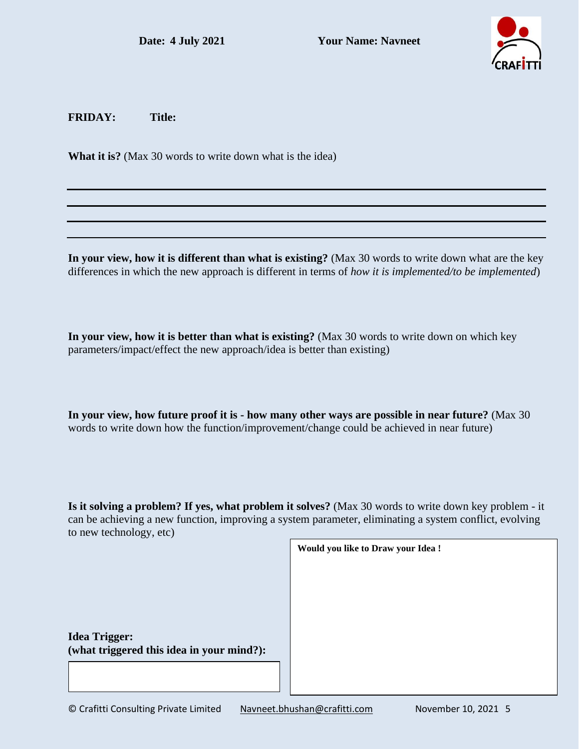**Date: 4 July 2021** **Your Name: Navneet**

**FRIDAY:** **Title:**

**What it is?** (Max 30 words to write down what is the idea)

**In your view, how it is different than what is existing?** (Max 30 words to write down what are the key differences in which the new approach is different in terms of *how it is implemented/to be implemented*)

**In your view, how it is better than what is existing?** (Max 30 words to write down on which key parameters/impact/effect the new approach/idea is better than existing)

**In your view, how future proof it is - how many other ways are possible in near future?** (Max 30 words to write down how the function/improvement/change could be achieved in near future)

**Is it solving a problem? If yes, what problem it solves?** (Max 30 words to write down key problem - it can be achieving a new function, improving a system parameter, eliminating a system conflict, evolving to new technology, etc)

**Would you like to Draw your Idea !**

**Idea Trigger:**
**(what triggered this idea in your mind?):**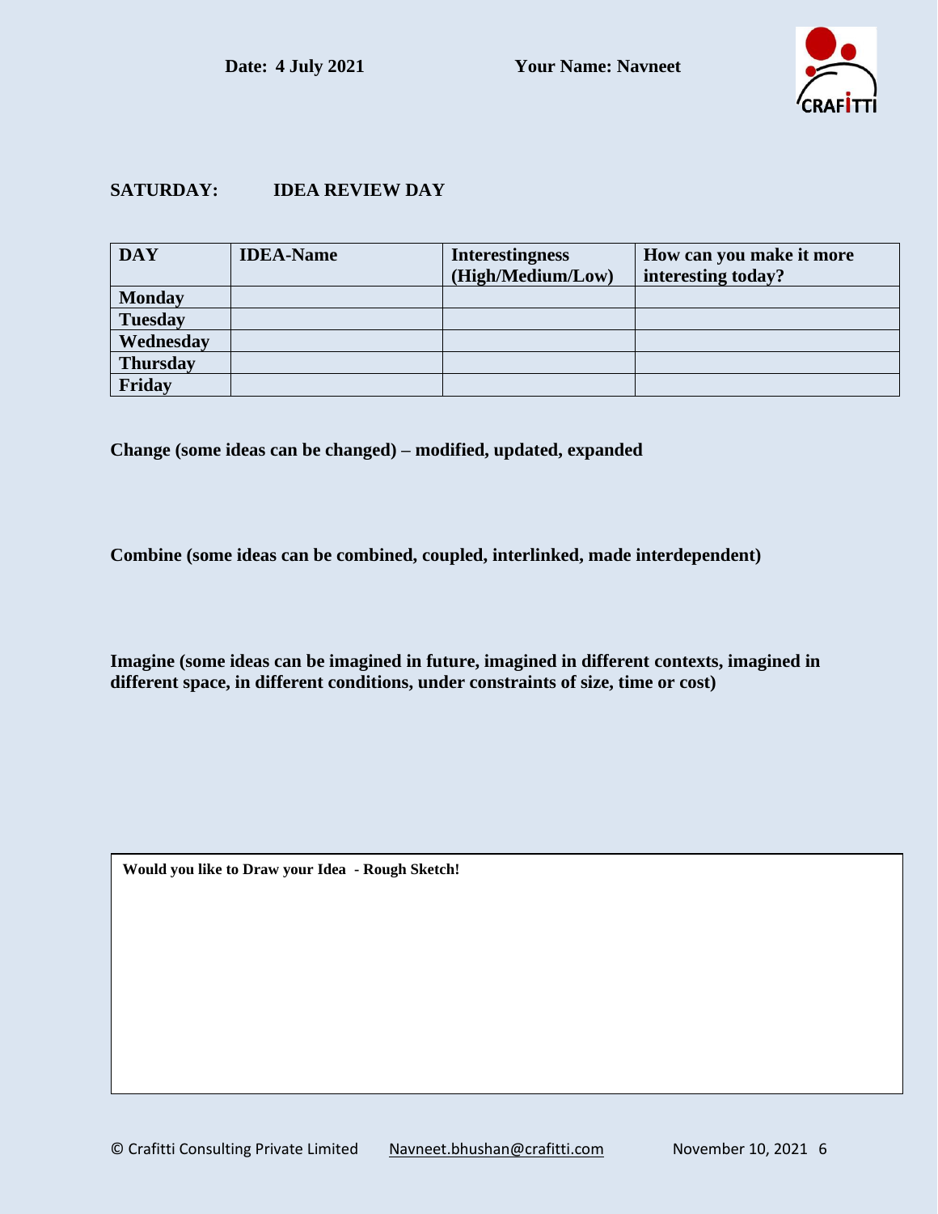**Date: 4 July 2021** **Your Name: Navneet**

## SATURDAY: IDEA REVIEW DAY

| DAY | IDEA-Name | Interestingness (High/Medium/Low) | How can you make it more interesting today? |
|---|---|---|---|
| Monday | | | |
| Tuesday | | | |
| Wednesday | | | |
| Thursday | | | |
| Friday | | | |

**Change (some ideas can be changed) – modified, updated, expanded**

**Combine (some ideas can be combined, coupled, interlinked, made interdependent)**

**Imagine (some ideas can be imagined in future, imagined in different contexts, imagined in different space, in different conditions, under constraints of size, time or cost)**

**Would you like to Draw your Idea - Rough Sketch!**

© Crafitti Consulting Private Limited Navneet.bhushan@crafitti.com November 10, 2021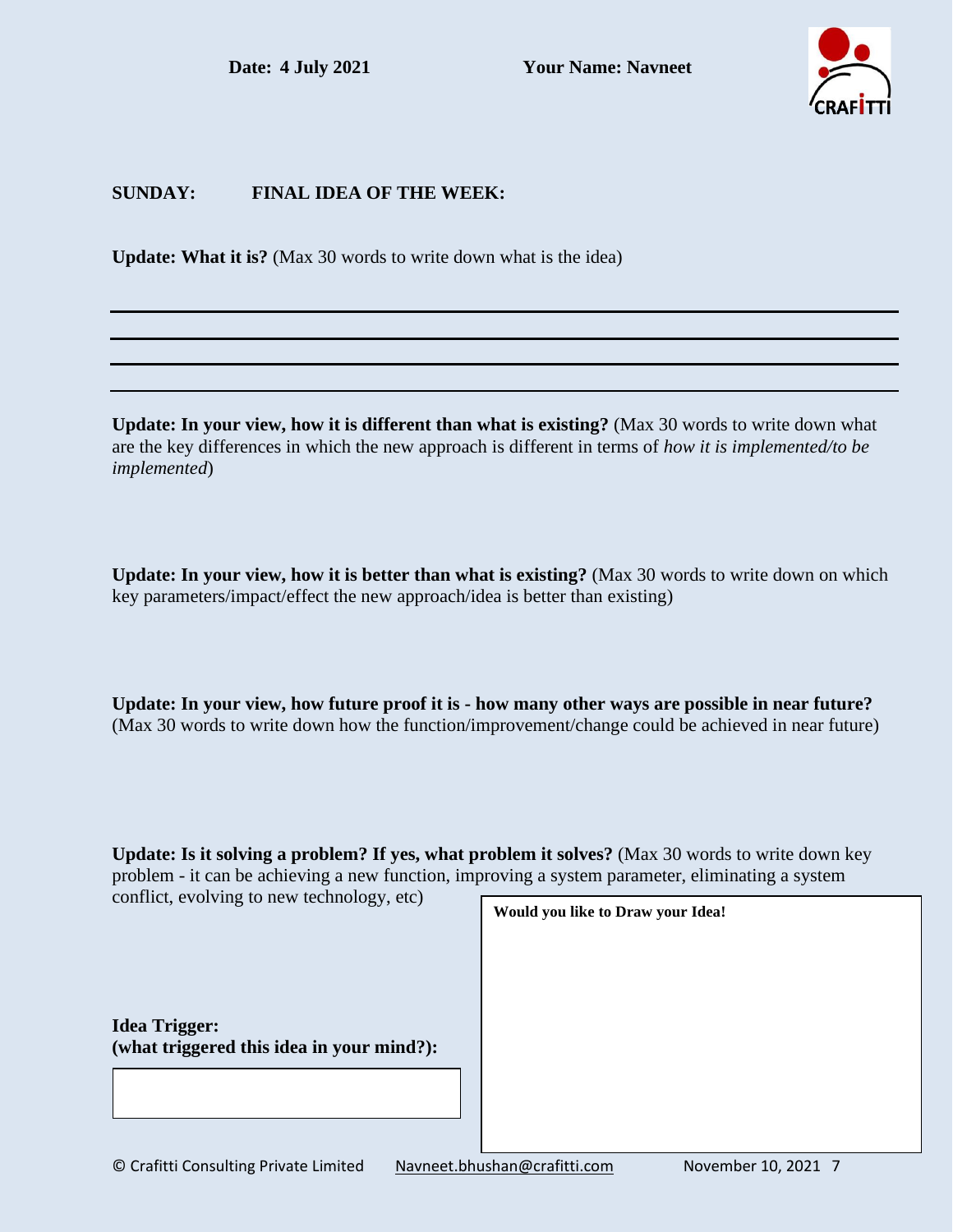**Date: 4 July 2021** **Your Name: Navneet**

**SUNDAY:** **FINAL IDEA OF THE WEEK:**

**Update: What it is?** (Max 30 words to write down what is the idea)

**Update: In your view, how it is different than what is existing?** (Max 30 words to write down what are the key differences in which the new approach is different in terms of *how it is implemented/to be implemented*)

**Update: In your view, how it is better than what is existing?** (Max 30 words to write down on which key parameters/impact/effect the new approach/idea is better than existing)

**Update: In your view, how future proof it is - how many other ways are possible in near future?** (Max 30 words to write down how the function/improvement/change could be achieved in near future)

**Update: Is it solving a problem? If yes, what problem it solves?** (Max 30 words to write down key problem - it can be achieving a new function, improving a system parameter, eliminating a system conflict, evolving to new technology, etc)

**Would you like to Draw your Idea!**

**Idea Trigger:**
**(what triggered this idea in your mind?):**

© Crafitti Consulting Private Limited Navneet.bhushan@crafitti.com November 10, 2021